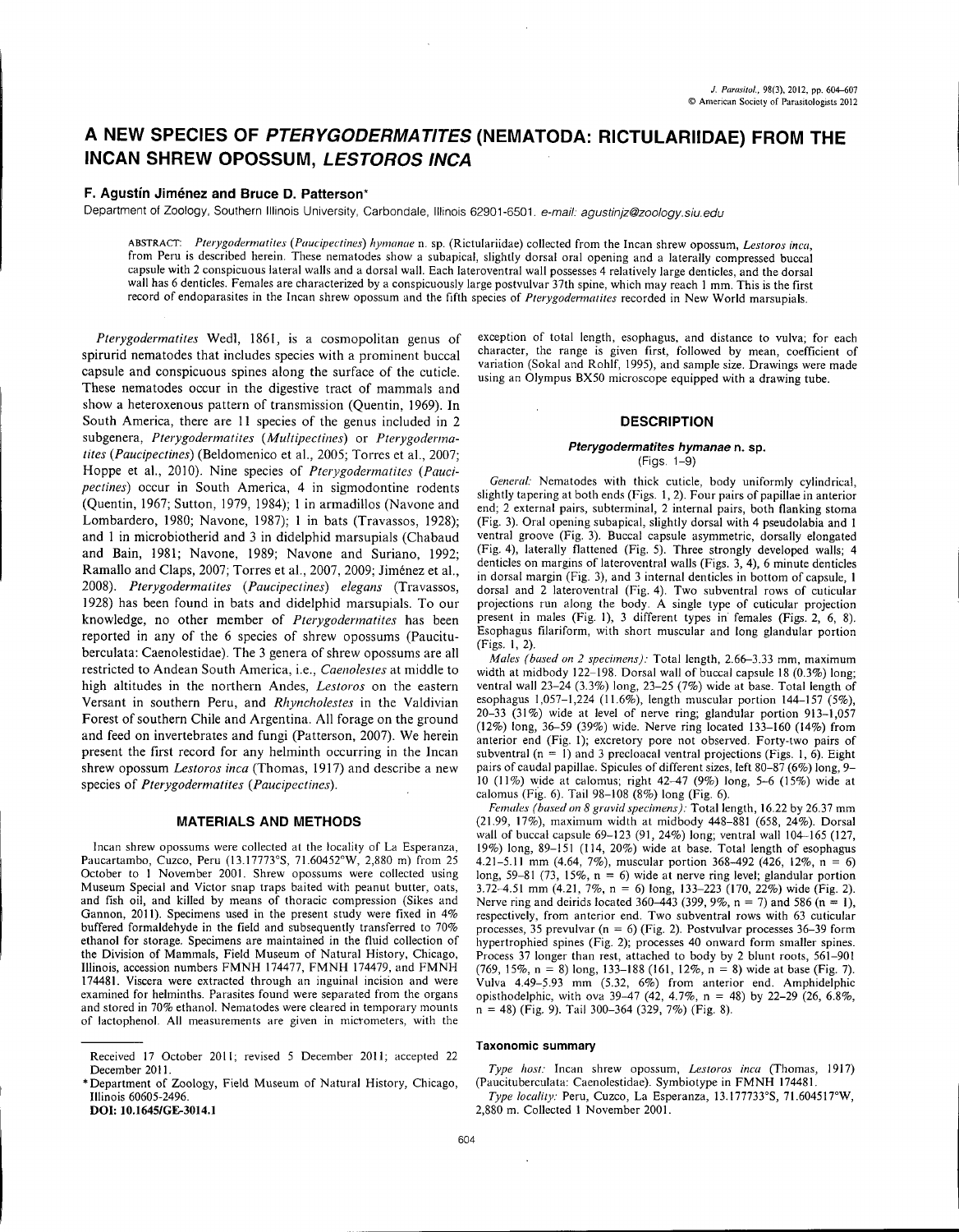# A NEW SPECIES OF *PTERYGODERMATITES* (NEMATODA: RICTULARIIDAE) FROM THE INCAN SHREW OPOSSUM, *LESTOROS INCA*

**F. Agustín Jiménez and Bruce D. Patterson***

Department of Zoology, Southern Illinois University, Carbondale, Illinois 62901-6501. *e-mail: agustinjz@zoology.siu.edu*

ABSTRACT: *Pterygodermatites* (*Paucipectines*) *hymanae* n. sp. (Rictulariidae) collected from the Incan shrew opossum, *Lestoros inca*, from Peru is described herein. These nematodes show a subapical, slightly dorsal oral opening and a laterally compressed buccal capsule with 2 conspicuous lateral walls and a dorsal wall. Each lateroventral wall possesses 4 relatively large denticles, and the dorsal wall has 6 denticles. Females are characterized by a conspicuously large postvulvar 37th spine, which may reach 1 mm. This is the first record of endoparasites in the Incan shrew opossum and the fifth species of *Pterygodermatites* recorded in New World marsupials.

*Pterygodermatites* Wedl, 1861, is a cosmopolitan genus of spirurid nematodes that includes species with a prominent buccal capsule and conspicuous spines along the surface of the cuticle. These nematodes occur in the digestive tract of mammals and show a heteroxenous pattern of transmission (Quentin, 1969). In South America, there are 11 species of the genus included in 2 subgenera, *Pterygodermatites* (*Multipectines*) or *Pterygodermatites* (*Paucipectines*) (Beldomenico et al., 2005; Torres et al., 2007; Hoppe et al., 2010). Nine species of *Pterygodermatites* (*Paucipectines*) occur in South America, 4 in sigmodontine rodents (Quentin, 1967; Sutton, 1979, 1984); 1 in armadillos (Navone and Lombardero, 1980; Navone, 1987); 1 in bats (Travassos, 1928); and 1 in microbiotherid and 3 in didelphid marsupials (Chabaud and Bain, 1981; Navone, 1989; Navone and Suriano, 1992; Ramallo and Claps, 2007; Torres et al., 2007, 2009; Jiménez et al., 2008). *Pterygodermatites* (*Paucipectines*) *elegans* (Travassos, 1928) has been found in bats and didelphid marsupials. To our knowledge, no other member of *Pterygodermatites* has been reported in any of the 6 species of shrew opossums (Paucituberculata: Caenolestidae). The 3 genera of shrew opossums are all restricted to Andean South America, i.e., *Caenolestes* at middle to high altitudes in the northern Andes, *Lestoros* on the eastern Versant in southern Peru, and *Rhyncholestes* in the Valdivian Forest of southern Chile and Argentina. All forage on the ground and feed on invertebrates and fungi (Patterson, 2007). We herein present the first record for any helminth occurring in the Incan shrew opossum *Lestoros inca* (Thomas, 1917) and describe a new species of *Pterygodermatites* (*Paucipectines*).

## MATERIALS AND METHODS

Incan shrew opossums were collected at the locality of La Esperanza, Paucartambo, Cuzco, Peru (13.17773°S, 71.60452°W, 2,880 m) from 25 October to 1 November 2001. Shrew opossums were collected using Museum Special and Victor snap traps baited with peanut butter, oats, and fish oil, and killed by means of thoracic compression (Sikes and Gannon, 2011). Specimens used in the present study were fixed in 4% buffered formaldehyde in the field and subsequently transferred to 70% ethanol for storage. Specimens are maintained in the fluid collection of the Division of Mammals, Field Museum of Natural History, Chicago, Illinois, accession numbers FMNH 174477, FMNH 174479, and FMNH 174481. Viscera were extracted through an inguinal incision and were examined for helminths. Parasites found were separated from the organs and stored in 70% ethanol. Nematodes were cleared in temporary mounts of lactophenol. All measurements are given in micrometers, with the exception of total length, esophagus, and distance to vulva; for each character, the range is given first, followed by mean, coefficient of variation (Sokal and Rohlf, 1995), and sample size. Drawings were made using an Olympus BX50 microscope equipped with a drawing tube.

Received 17 October 2011; revised 5 December 2011; accepted 22 December 2011.

*Department of Zoology, Field Museum of Natural History, Chicago, Illinois 60605-2496.

**DOI: 10.1645/GE-3014.1**

## DESCRIPTION

### *Pterygodermatites hymanae* n. sp.

(Figs. 1–9)

*General:* Nematodes with thick cuticle, body uniformly cylindrical, slightly tapering at both ends (Figs. 1, 2). Four pairs of papillae in anterior end; 2 external pairs, subterminal, 2 internal pairs, both flanking stoma (Fig. 3). Oral opening subapical, slightly dorsal with 4 pseudolabia and 1 ventral groove (Fig. 3). Buccal capsule asymmetric, dorsally elongated (Fig. 4), laterally flattened (Fig. 5). Three strongly developed walls; 4 denticles on margins of lateroventral walls (Figs. 3, 4), 6 minute denticles in dorsal margin (Fig. 3), and 3 internal denticles in bottom of capsule, 1 dorsal and 2 lateroventral (Fig. 4). Two subventral rows of cuticular projections run along the body. A single type of cuticular projection present in males (Fig. 1), 3 different types in females (Figs. 2, 6, 8). Esophagus filariform, with short muscular and long glandular portion (Figs. 1, 2).

*Males (based on 2 specimens):* Total length, 2.66–3.33 mm, maximum width at midbody 122–198. Dorsal wall of buccal capsule 18 (0.3%) long; ventral wall 23–24 (3.3%) long, 23–25 (7%) wide at base. Total length of esophagus 1,057–1,224 (11.6%), length muscular portion 144–157 (5%), 20–33 (31%) wide at level of nerve ring; glandular portion 913–1,057 (12%) long, 36–59 (39%) wide. Nerve ring located 133–160 (14%) from anterior end (Fig. 1); excretory pore not observed. Forty-two pairs of subventral ($n = 1$) and 3 precloacal ventral projections (Figs. 1, 6). Eight pairs of caudal papillae. Spicules of different sizes, left 80–87 (6%) long, 9–10 (11%) wide at calomus; right 42–47 (9%) long, 5–6 (15%) wide at calomus (Fig. 6). Tail 98–108 (8%) long (Fig. 6).

*Females (based on 8 gravid specimens):* Total length, 16.22 by 26.37 mm (21.99, 17%), maximum width at midbody 448–881 (658, 24%). Dorsal wall of buccal capsule 69–123 (91, 24%) long; ventral wall 104–165 (127, 19%) long, 89–151 (114, 20%) wide at base. Total length of esophagus 4.21–5.11 mm (4.64, 7%), muscular portion 368–492 (426, 12%, $n = 6$) long, 59–81 (73, 15%, $n = 6$) wide at nerve ring level; glandular portion 3.72–4.51 mm (4.21, 7%, $n = 6$) long, 133–223 (170, 22%) wide (Fig. 2). Nerve ring and deirids located 360–443 (399, 9%, $n = 7$) and 586 ($n = 1$), respectively, from anterior end. Two subventral rows with 63 cuticular processes, 35 prevulvar ($n = 6$) (Fig. 2). Postvulvar processes 36–39 form hypertrophied spines (Fig. 2); processes 40 onward form smaller spines. Process 37 longer than rest, attached to body by 2 blunt roots, 561–901 (769, 15%, $n = 8$) long, 133–188 (161, 12%, $n = 8$) wide at base (Fig. 7). Vulva 4.49–5.93 mm (5.32, 6%) from anterior end. Amphidelphic opisthodelphic, with ova 39–47 (42, 4.7%, $n = 48$) by 22–29 (26, 6.8%, $n = 48$) (Fig. 9). Tail 300–364 (329, 7%) (Fig. 8).

### Taxonomic summary

*Type host:* Incan shrew opossum, *Lestoros inca* (Thomas, 1917) (Paucituberculata: Caenolestidae). Symbiotype in FMNH 174481.

*Type locality:* Peru, Cuzco, La Esperanza, 13.177733°S, 71.604517°W, 2,880 m. Collected 1 November 2001.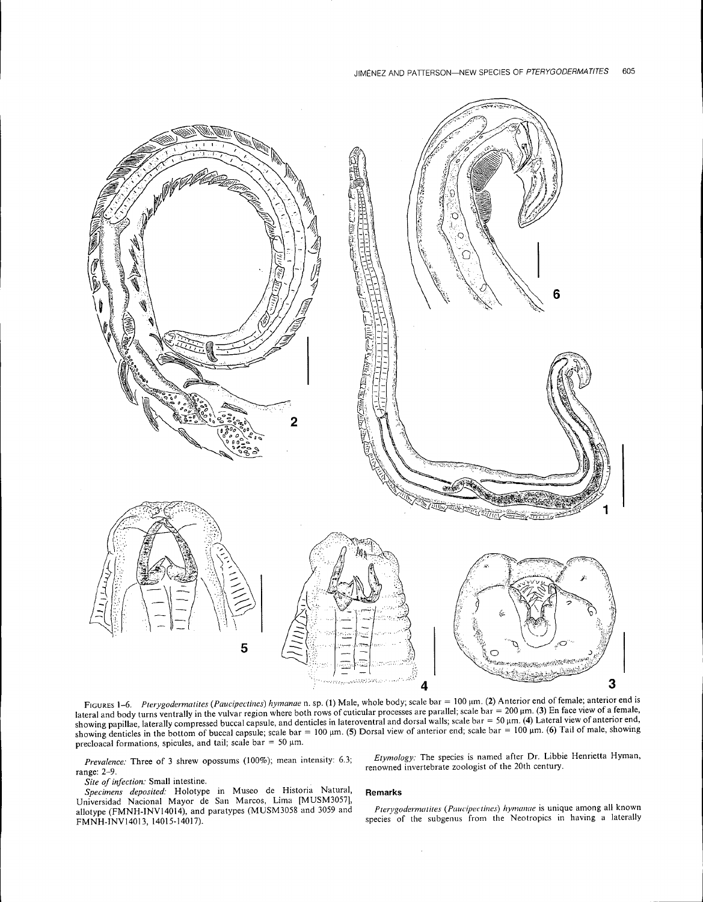FIGURES 1–6. *Pterygodermatites* (*Paucipectines*) *hymanae* n. sp. (1) Male, whole body; scale bar = 100 μm. (2) Anterior end of female; anterior end is lateral and body turns ventrally in the vulvar region where both rows of cuticular processes are parallel; scale bar = 200 μm. (3) En face view of a female, showing papillae, laterally compressed buccal capsule, and denticles in lateroventral and dorsal walls; scale bar = 50 μm. (4) Lateral view of anterior end, showing denticles in the bottom of buccal capsule; scale bar = 100 μm. (5) Dorsal view of anterior end; scale bar = 100 μm. (6) Tail of male, showing precloacal formations, spicules, and tail; scale bar = 50 μm.

*Prevalence:* Three of 3 shrew opossums (100%); mean intensity: 6.3; range: 2–9.

*Site of infection:* Small intestine.

*Specimens deposited:* Holotype in Museo de Historia Natural, Universidad Nacional Mayor de San Marcos, Lima [MUSM3057], allotype (FMNH-INV14014), and paratypes (MUSM3058 and 3059 and FMNH-INV14013, 14015-14017).

*Etymology:* The species is named after Dr. Libbie Henrietta Hyman, renowned invertebrate zoologist of the 20th century.

## Remarks

*Pterygodermatites* (*Paucipectines*) *hymanae* is unique among all known species of the subgenus from the Neotropics in having a laterally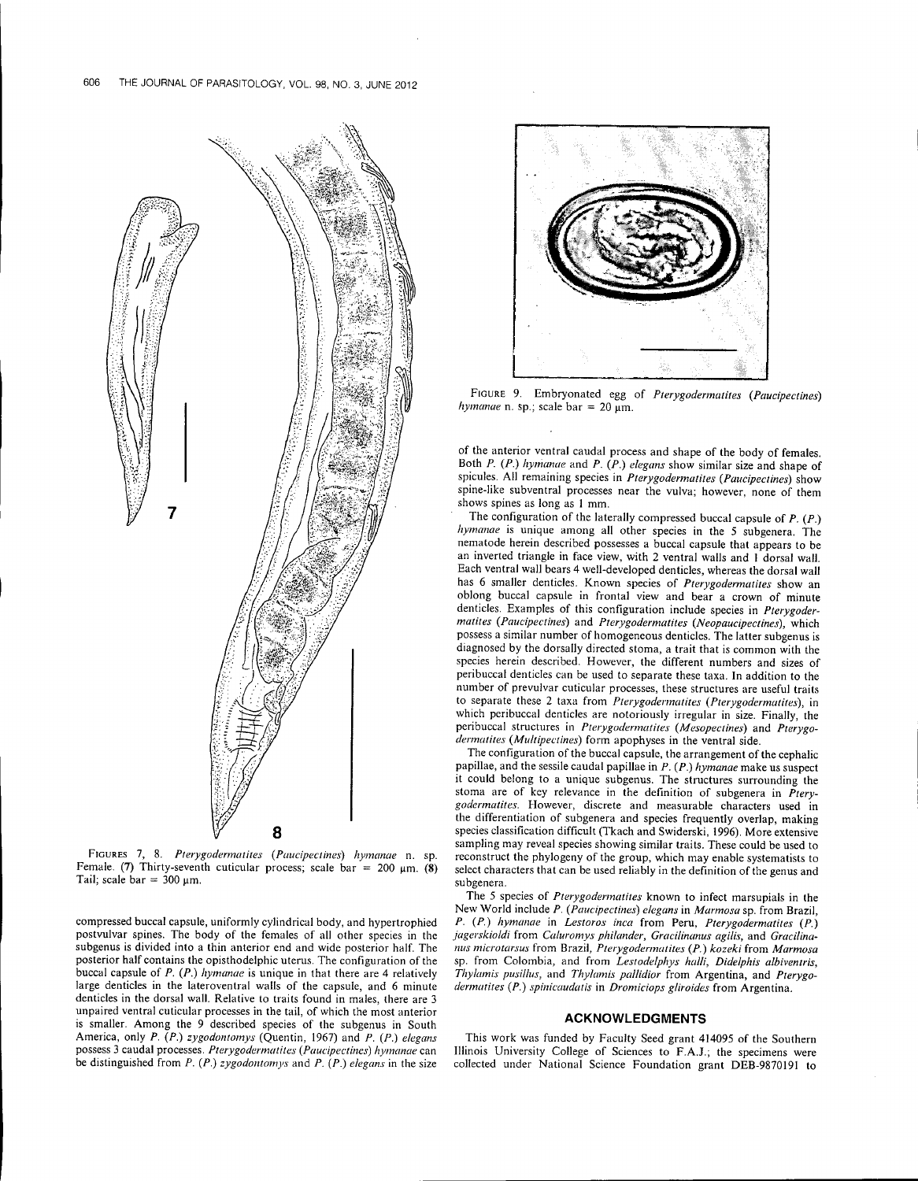FIGURES 7, 8. *Pterygodermatites* (*Paucipectines*) *hymanae* n. sp. Female. (7) Thirty-seventh cuticular process; scale bar = 200 μm. (8) Tail; scale bar = 300 μm.

FIGURE 9. Embryonated egg of *Pterygodermatites* (*Paucipectines*) *hymanae* n. sp.; scale bar = 20 μm.

compressed buccal capsule, uniformly cylindrical body, and hypertrophied postvulvar spines. The body of the females of all other species in the subgenus is divided into a thin anterior end and wide posterior half. The posterior half contains the opisthodelphic uterus. The configuration of the buccal capsule of *P.* (*P.*) *hymanae* is unique in that there are 4 relatively large denticles in the lateroventral walls of the capsule, and 6 minute denticles in the dorsal wall. Relative to traits found in males, there are 3 unpaired ventral cuticular processes in the tail, of which the most anterior is smaller. Among the 9 described species of the subgenus in South America, only *P.* (*P.*) *zygodontomys* (Quentin, 1967) and *P.* (*P.*) *elegans* possess 3 caudal processes. *Pterygodermatites* (*Paucipectines*) *hymanae* can be distinguished from *P.* (*P.*) *zygodontomys* and *P.* (*P.*) *elegans* in the size of the anterior ventral caudal process and shape of the body of females. Both *P.* (*P.*) *hymanae* and *P.* (*P.*) *elegans* show similar size and shape of spicules. All remaining species in *Pterygodermatites* (*Paucipectines*) show spine-like subventral processes near the vulva; however, none of them shows spines as long as 1 mm.

The configuration of the laterally compressed buccal capsule of *P.* (*P.*) *hymanae* is unique among all other species in the 5 subgenera. The nematode herein described possesses a buccal capsule that appears to be an inverted triangle in face view, with 2 ventral walls and 1 dorsal wall. Each ventral wall bears 4 well-developed denticles, whereas the dorsal wall has 6 smaller denticles. Known species of *Pterygodermatites* show an oblong buccal capsule in frontal view and bear a crown of minute denticles. Examples of this configuration include species in *Pterygodermatites* (*Paucipectines*) and *Pterygodermatites* (*Neopaucipectines*), which possess a similar number of homogeneous denticles. The latter subgenus is diagnosed by the dorsally directed stoma, a trait that is common with the species herein described. However, the different numbers and sizes of peribuccal denticles can be used to separate these taxa. In addition to the number of prevulvar cuticular processes, these structures are useful traits to separate these 2 taxa from *Pterygodermatites* (*Pterygodermatites*), in which peribuccal denticles are notoriously irregular in size. Finally, the peribuccal structures in *Pterygodermatites* (*Mesopectines*) and *Pterygodermatites* (*Multipectines*) form apophyses in the ventral side.

The configuration of the buccal capsule, the arrangement of the cephalic papillae, and the sessile caudal papillae in *P.* (*P.*) *hymanae* make us suspect it could belong to a unique subgenus. The structures surrounding the stoma are of key relevance in the definition of subgenera in *Pterygodermatites*. However, discrete and measurable characters used in the differentiation of subgenera and species frequently overlap, making species classification difficult (Tkach and Swiderski, 1996). More extensive sampling may reveal species showing similar traits. These could be used to reconstruct the phylogeny of the group, which may enable systematists to select characters that can be used reliably in the definition of the genus and subgenera.

The 5 species of *Pterygodermatites* known to infect marsupials in the New World include *P.* (*Paucipectines*) *elegans* in *Marmosa* sp. from Brazil, *P.* (*P.*) *hymanae* in *Lestoros inca* from Peru, *Pterygodermatites* (*P.*) *jagerskioldi* from *Caluromys philander*, *Gracilinanus agilis*, and *Gracilinanus microtarsus* from Brazil, *Pterygodermatites* (*P.*) *kozeki* from *Marmosa* sp. from Colombia, and from *Lestodelphys halli*, *Didelphis albiventris*, *Thylamis pusillus*, and *Thylamis pallidior* from Argentina, and *Pterygodermatites* (*P.*) *spinicaudatis* in *Dromiciops gliroides* from Argentina.

## ACKNOWLEDGMENTS

This work was funded by Faculty Seed grant 414095 of the Southern Illinois University College of Sciences to F.A.J.; the specimens were collected under National Science Foundation grant DEB-9870191 to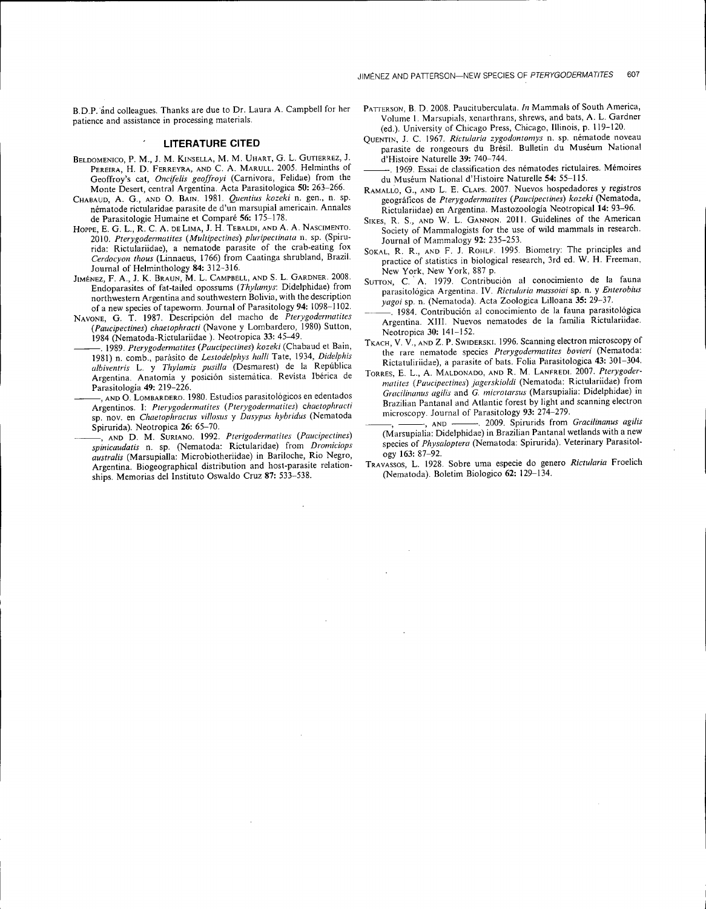B.D.P. and colleagues. Thanks are due to Dr. Laura A. Campbell for her patience and assistance in processing materials.

## LITERATURE CITED

Beldomenico, P. M., J. M. Kinsella, M. M. Uhart, G. L. Gutierrez, J. Pereira, H. D. Ferreyra, and C. A. Marull. 2005. Helminths of Geoffroy's cat, *Oncifelis geoffroyi* (Carnivora, Felidae) from the Monte Desert, central Argentina. Acta Parasitologica **50:** 263–266.

Chabaud, A. G., and O. Bain. 1981. *Quentius kozeki* n. gen., n. sp. nématode rictularidae parasite de d'un marsupial americain. Annales de Parasitologie Humaine et Comparé **56:** 175–178.

Hoppe, E. G. L., R. C. A. de Lima, J. H. Tebaldi, and A. A. Nascimento. 2010. *Pterygodermatites (Multipectines) pluripectinata* n. sp. (Spirurida: Rictulariidae), a nematode parasite of the crab-eating fox *Cerdocyon thous* (Linnaeus, 1766) from Caatinga shrubland, Brazil. Journal of Helminthology **84:** 312–316.

Jiménez, F. A., J. K. Braun, M. L. Campbell, and S. L. Gardner. 2008. Endoparasites of fat-tailed opossums (*Thylamys*: Didelphidae) from northwestern Argentina and southwestern Bolivia, with the description of a new species of tapeworm. Journal of Parasitology **94:** 1098–1102.

Navone, G. T. 1987. Descripción del macho de *Pterygodermatites (Paucipectines) chaetophracti* (Navone y Lombardero, 1980) Sutton, 1984 (Nematoda-Rictulariidae ). Neotropica **33:** 45–49.

———. 1989. *Pterygodermatites (Paucipectines) kozeki* (Chabaud et Bain, 1981) n. comb., parásito de *Lestodelphys halli* Tate, 1934, *Didelphis albiventris* L. y *Thylamis pusilla* (Desmarest) de la República Argentina. Anatomía y posición sistemática. Revista Ibérica de Parasitología **49:** 219–226.

———, and O. Lombardero. 1980. Estudios parasitológicos en edentados Argentinos. I: *Pterygodermatites (Pterygodermatites) chaetophracti* sp. nov. en *Chaetophractus villosus* y *Dasypus hybridus* (Nematoda Spirurida). Neotropica **26:** 65–70.

———, and D. M. Suriano. 1992. *Pterigodermatites (Paucipectines) spinicaudatis* n. sp. (Nematoda: Rictularidae) from *Dromiciops australis* (Marsupiallia: Microbiotheriidae) in Bariloche, Rio Negro, Argentina. Biogeographical distribution and host-parasite relationships. Memorias del Instituto Oswaldo Cruz **87:** 533–538.

Patterson, B. D. 2008. Paucituberculata. *In* Mammals of South America, Volume 1. Marsupials, xenarthrans, shrews, and bats, A. L. Gardner (ed.). University of Chicago Press, Chicago, Illinois, p. 119–120.

Quentin, J. C. 1967. *Rictularia zygodontomys* n. sp. nématode noveau parasite de rongeours du Brésil. Bulletin du Muséum National d'Histoire Naturelle **39:** 740–744.

———. 1969. Essai de classification des nématodes rictulaires. Mémoires du Muséum National d'Histoire Naturelle **54:** 55–115.

Ramallo, G., and L. E. Claps. 2007. Nuevos hospedadores y registros geográficos de *Pterygodermatites (Paucipectines) kozeki* (Nematoda, Rictulariidae) en Argentina. Mastozoología Neotropical **14:** 93–96.

Sikes, R. S., and W. L. Gannon. 2011. Guidelines of the American Society of Mammalogists for the use of wild mammals in research. Journal of Mammalogy **92:** 235–253.

Sokal, R. R., and F. J. Rohlf. 1995. Biometry: The principles and practice of statistics in biological research, 3rd ed. W. H. Freeman, New York, New York, 887 p.

Sutton, C. A. 1979. Contribución al conocimiento de la fauna parasitológica Argentina. IV. *Rictularia massoiai* sp. n. y *Enterobius yagoi* sp. n. (Nematoda). Acta Zoologica Lilloana **35:** 29–37.

———. 1984. Contribución al conocimiento de la fauna parasitológica Argentina. XIII. Nuevos nematodes de la familia Rictulariidae. Neotropica **30:** 141–152.

Tkach, V. V., and Z. P. Swiderski. 1996. Scanning electron microscopy of the rare nematode species *Pterygodermatites bovieri* (Nematoda: Rictatuliriidae), a parasite of bats. Folia Parasitologica **43:** 301–304.

Torres, E. L., A. Maldonado, and R. M. Lanfredi. 2007. *Pterygodermatites (Paucipectines) jagerskioldi* (Nematoda: Rictulariidae) from *Gracilinanus agilis* and *G. microtarsus* (Marsupialia: Didelphidae) in Brazilian Pantanal and Atlantic forest by light and scanning electron microscopy. Journal of Parasitology **93:** 274–279.

———, ———, and ———. 2009. Spirurids from *Gracilinanus agilis* (Marsupialia: Didelphidae) in Brazilian Pantanal wetlands with a new species of *Physaloptera* (Nematoda: Spirurida). Veterinary Parasitology **163:** 87–92.

Travassos, L. 1928. Sobre uma especie do genero *Rictularia* Froelich (Nematoda). Boletim Biologico **62:** 129–134.